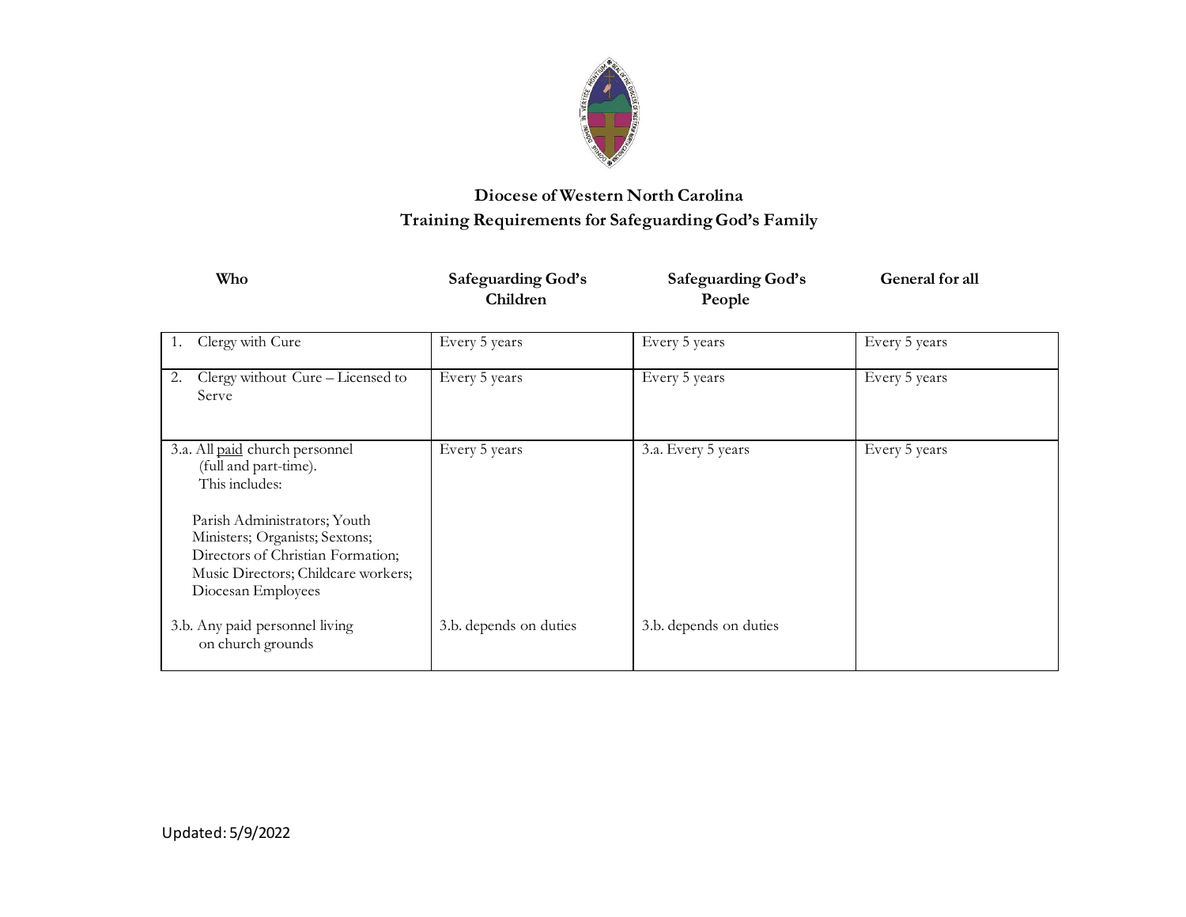# Diocese of Western North Carolina
## Training Requirements for Safeguarding God's Family

| Who | Safeguarding God's Children | Safeguarding God's People | General for all |
|---|---|---|---|
| 1. Clergy with Cure | Every 5 years | Every 5 years | Every 5 years |
| 2. Clergy without Cure – Licensed to Serve | Every 5 years | Every 5 years | Every 5 years |
| 3.a. All <u>paid</u> church personnel (full and part-time). This includes:<br><br>Parish Administrators; Youth Ministers; Organists; Sextons; Directors of Christian Formation; Music Directors; Childcare workers; Diocesan Employees<br><br>3.b. Any paid personnel living on church grounds | Every 5 years<br><br>3.b. depends on duties | 3.a. Every 5 years<br><br>3.b. depends on duties | Every 5 years |

Updated: 5/9/2022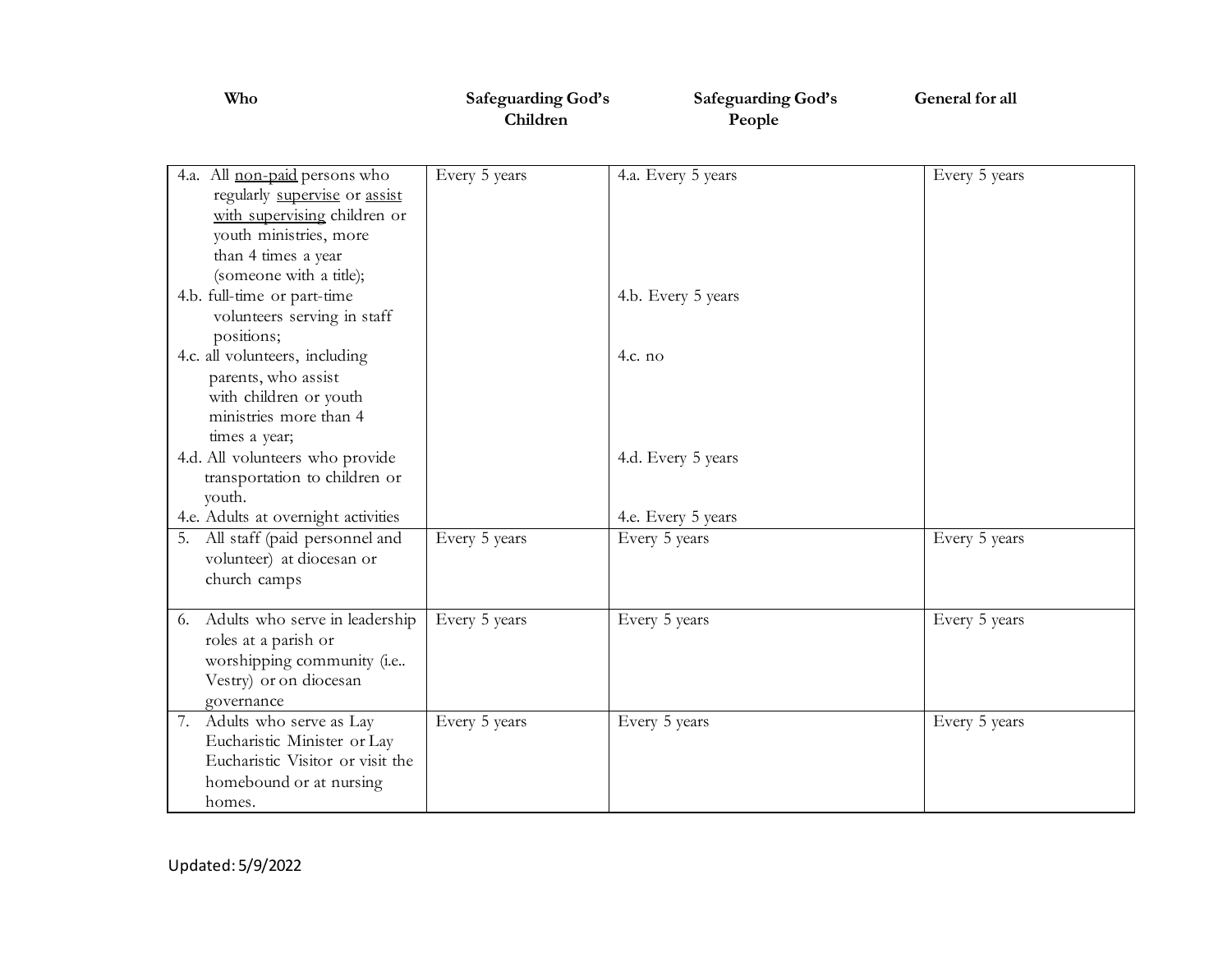| Who | Safeguarding God's Children | Safeguarding God's People | General for all |
|---|---|---|---|
| 4.a. All <u>non-paid</u> persons who regularly <u>supervise</u> or <u>assist with supervising</u> children or youth ministries, more than 4 times a year (someone with a title);<br>4.b. full-time or part-time volunteers serving in staff positions;<br>4.c. all volunteers, including parents, who assist with children or youth ministries more than 4 times a year;<br>4.d. All volunteers who provide transportation to children or youth.<br>4.e. Adults at overnight activities | Every 5 years | 4.a. Every 5 years<br>4.b. Every 5 years<br>4.c. no<br>4.d. Every 5 years<br>4.e. Every 5 years | Every 5 years |
| 5. All staff (paid personnel and volunteer) at diocesan or church camps | Every 5 years | Every 5 years | Every 5 years |
| 6. Adults who serve in leadership roles at a parish or worshipping community (i.e.. Vestry) or on diocesan governance | Every 5 years | Every 5 years | Every 5 years |
| 7. Adults who serve as Lay Eucharistic Minister or Lay Eucharistic Visitor or visit the homebound or at nursing homes. | Every 5 years | Every 5 years | Every 5 years |

Updated: 5/9/2022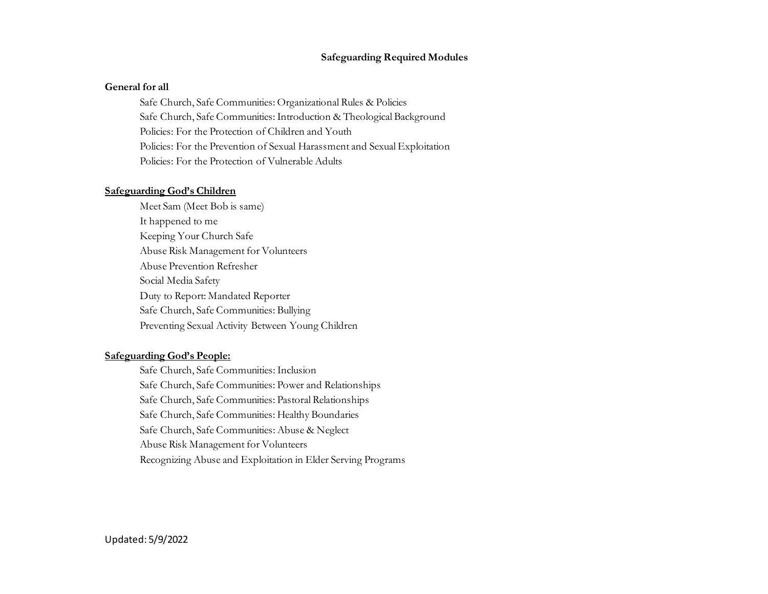# Safeguarding Required Modules

**General for all**

- Safe Church, Safe Communities: Organizational Rules & Policies
- Safe Church, Safe Communities: Introduction & Theological Background
- Policies: For the Protection of Children and Youth
- Policies: For the Prevention of Sexual Harassment and Sexual Exploitation
- Policies: For the Protection of Vulnerable Adults

**<u>Safeguarding God's Children</u>**

- Meet Sam (Meet Bob is same)
- It happened to me
- Keeping Your Church Safe
- Abuse Risk Management for Volunteers
- Abuse Prevention Refresher
- Social Media Safety
- Duty to Report: Mandated Reporter
- Safe Church, Safe Communities: Bullying
- Preventing Sexual Activity Between Young Children

**<u>Safeguarding God's People:</u>**

- Safe Church, Safe Communities: Inclusion
- Safe Church, Safe Communities: Power and Relationships
- Safe Church, Safe Communities: Pastoral Relationships
- Safe Church, Safe Communities: Healthy Boundaries
- Safe Church, Safe Communities: Abuse & Neglect
- Abuse Risk Management for Volunteers
- Recognizing Abuse and Exploitation in Elder Serving Programs

Updated: 5/9/2022